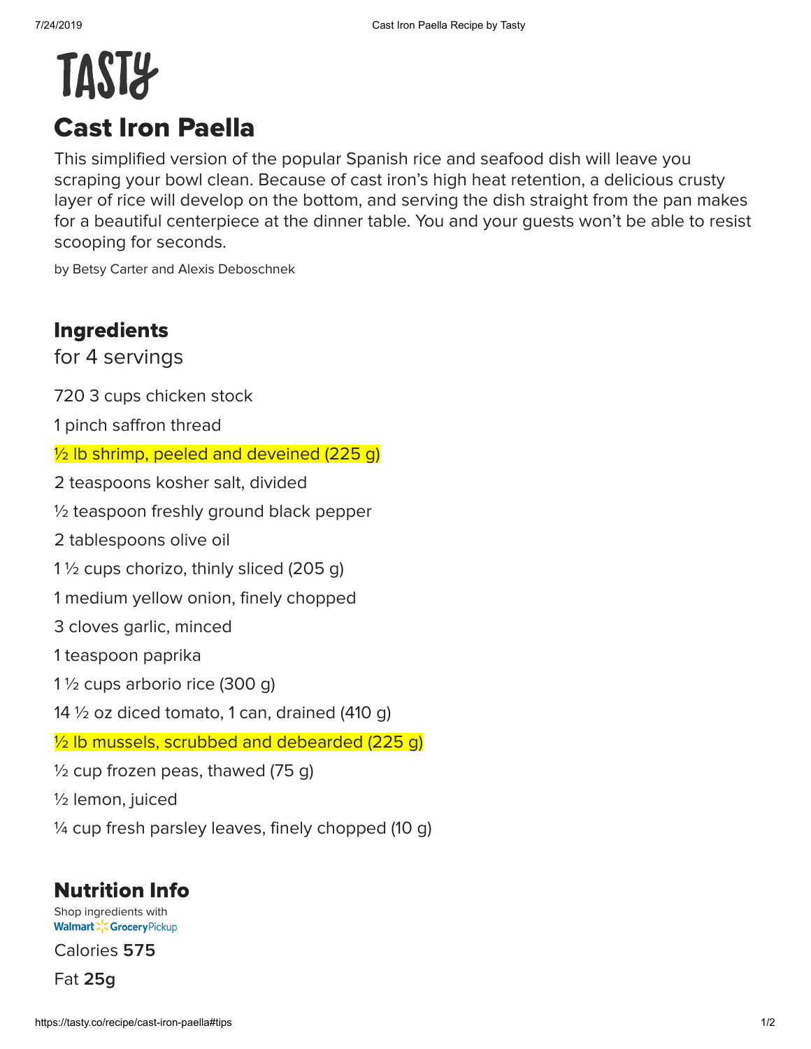# Cast Iron Paella

This simplified version of the popular Spanish rice and seafood dish will leave you scraping your bowl clean. Because of cast iron's high heat retention, a delicious crusty layer of rice will develop on the bottom, and serving the dish straight from the pan makes for a beautiful centerpiece at the dinner table. You and your guests won't be able to resist scooping for seconds.

by Betsy Carter and Alexis Deboschnek

## Ingredients

for 4 servings

720 3 cups chicken stock

1 pinch saffron thread

½ lb shrimp, peeled and deveined (225 g)

2 teaspoons kosher salt, divided

½ teaspoon freshly ground black pepper

2 tablespoons olive oil

1 ½ cups chorizo, thinly sliced (205 g)

1 medium yellow onion, finely chopped

3 cloves garlic, minced

1 teaspoon paprika

1 ½ cups arborio rice (300 g)

14 ½ oz diced tomato, 1 can, drained (410 g)

½ lb mussels, scrubbed and debearded (225 g)

½ cup frozen peas, thawed (75 g)

½ lemon, juiced

¼ cup fresh parsley leaves, finely chopped (10 g)

## Nutrition Info

Shop ingredients with Walmart Grocery Pickup

Calories **575**

Fat **25g**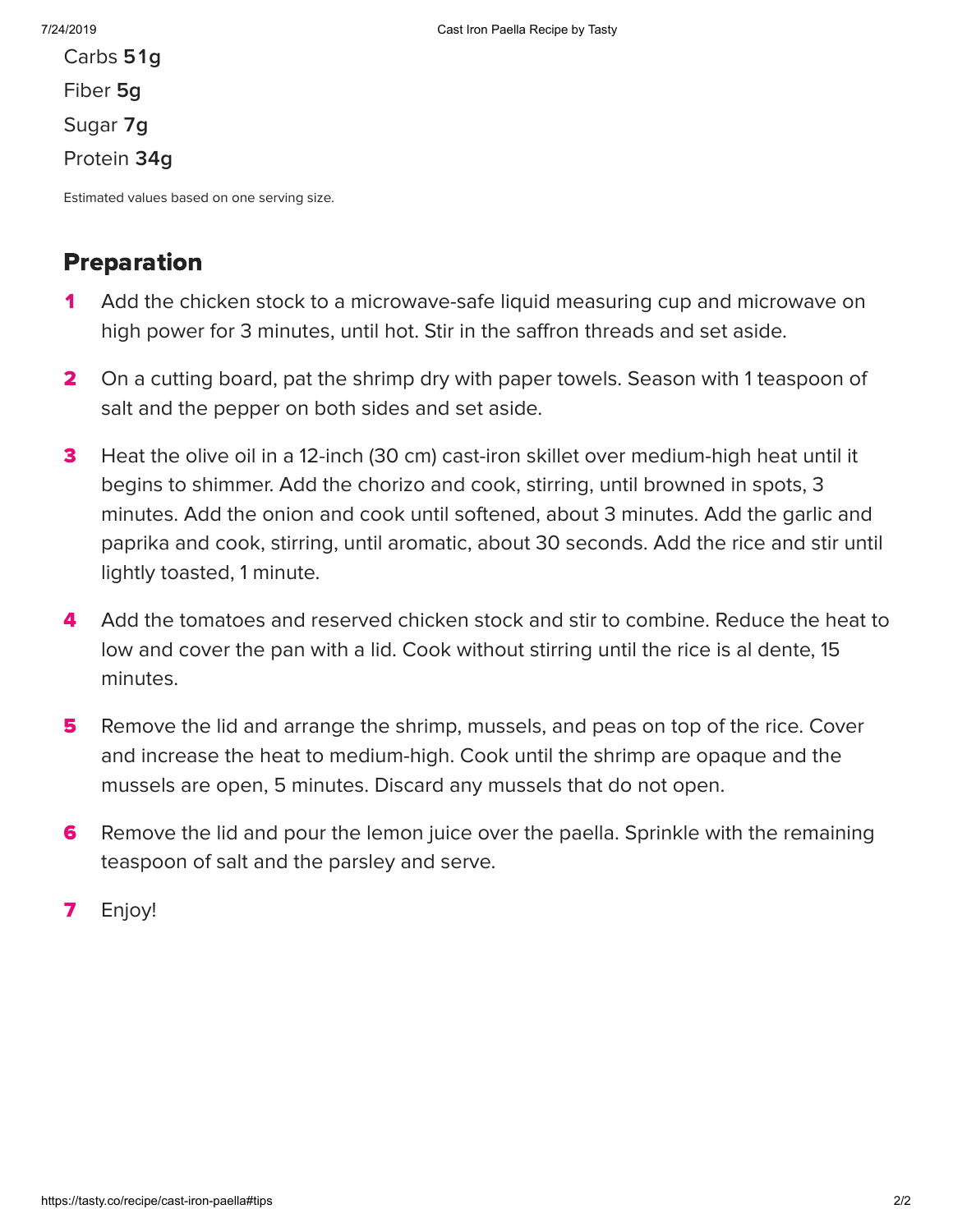Carbs **51g**

Fiber **5g**

Sugar **7g**

Protein **34g**

Estimated values based on one serving size.

## Preparation

1. Add the chicken stock to a microwave-safe liquid measuring cup and microwave on high power for 3 minutes, until hot. Stir in the saffron threads and set aside.
2. On a cutting board, pat the shrimp dry with paper towels. Season with 1 teaspoon of salt and the pepper on both sides and set aside.
3. Heat the olive oil in a 12-inch (30 cm) cast-iron skillet over medium-high heat until it begins to shimmer. Add the chorizo and cook, stirring, until browned in spots, 3 minutes. Add the onion and cook until softened, about 3 minutes. Add the garlic and paprika and cook, stirring, until aromatic, about 30 seconds. Add the rice and stir until lightly toasted, 1 minute.
4. Add the tomatoes and reserved chicken stock and stir to combine. Reduce the heat to low and cover the pan with a lid. Cook without stirring until the rice is al dente, 15 minutes.
5. Remove the lid and arrange the shrimp, mussels, and peas on top of the rice. Cover and increase the heat to medium-high. Cook until the shrimp are opaque and the mussels are open, 5 minutes. Discard any mussels that do not open.
6. Remove the lid and pour the lemon juice over the paella. Sprinkle with the remaining teaspoon of salt and the parsley and serve.
7. Enjoy!